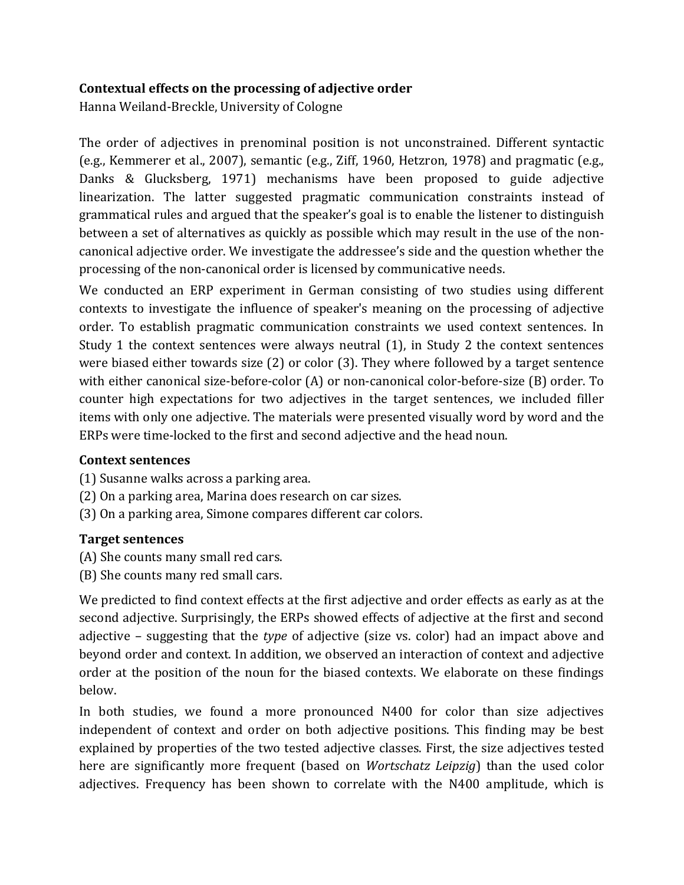**Contextual effects on the processing of adjective order**

Hanna Weiland-Breckle, University of Cologne

The order of adjectives in prenominal position is not unconstrained. Different syntactic (e.g., Kemmerer et al., 2007), semantic (e.g., Ziff, 1960, Hetzron, 1978) and pragmatic (e.g., Danks & Glucksberg, 1971) mechanisms have been proposed to guide adjective linearization. The latter suggested pragmatic communication constraints instead of grammatical rules and argued that the speaker's goal is to enable the listener to distinguish between a set of alternatives as quickly as possible which may result in the use of the non-canonical adjective order. We investigate the addressee's side and the question whether the processing of the non-canonical order is licensed by communicative needs.

We conducted an ERP experiment in German consisting of two studies using different contexts to investigate the influence of speaker's meaning on the processing of adjective order. To establish pragmatic communication constraints we used context sentences. In Study 1 the context sentences were always neutral (1), in Study 2 the context sentences were biased either towards size (2) or color (3). They where followed by a target sentence with either canonical size-before-color (A) or non-canonical color-before-size (B) order. To counter high expectations for two adjectives in the target sentences, we included filler items with only one adjective. The materials were presented visually word by word and the ERPs were time-locked to the first and second adjective and the head noun.

**Context sentences**

(1) Susanne walks across a parking area.
(2) On a parking area, Marina does research on car sizes.
(3) On a parking area, Simone compares different car colors.

**Target sentences**

(A) She counts many small red cars.
(B) She counts many red small cars.

We predicted to find context effects at the first adjective and order effects as early as at the second adjective. Surprisingly, the ERPs showed effects of adjective at the first and second adjective – suggesting that the *type* of adjective (size vs. color) had an impact above and beyond order and context. In addition, we observed an interaction of context and adjective order at the position of the noun for the biased contexts. We elaborate on these findings below.

In both studies, we found a more pronounced N400 for color than size adjectives independent of context and order on both adjective positions. This finding may be best explained by properties of the two tested adjective classes. First, the size adjectives tested here are significantly more frequent (based on *Wortschatz Leipzig*) than the used color adjectives. Frequency has been shown to correlate with the N400 amplitude, which is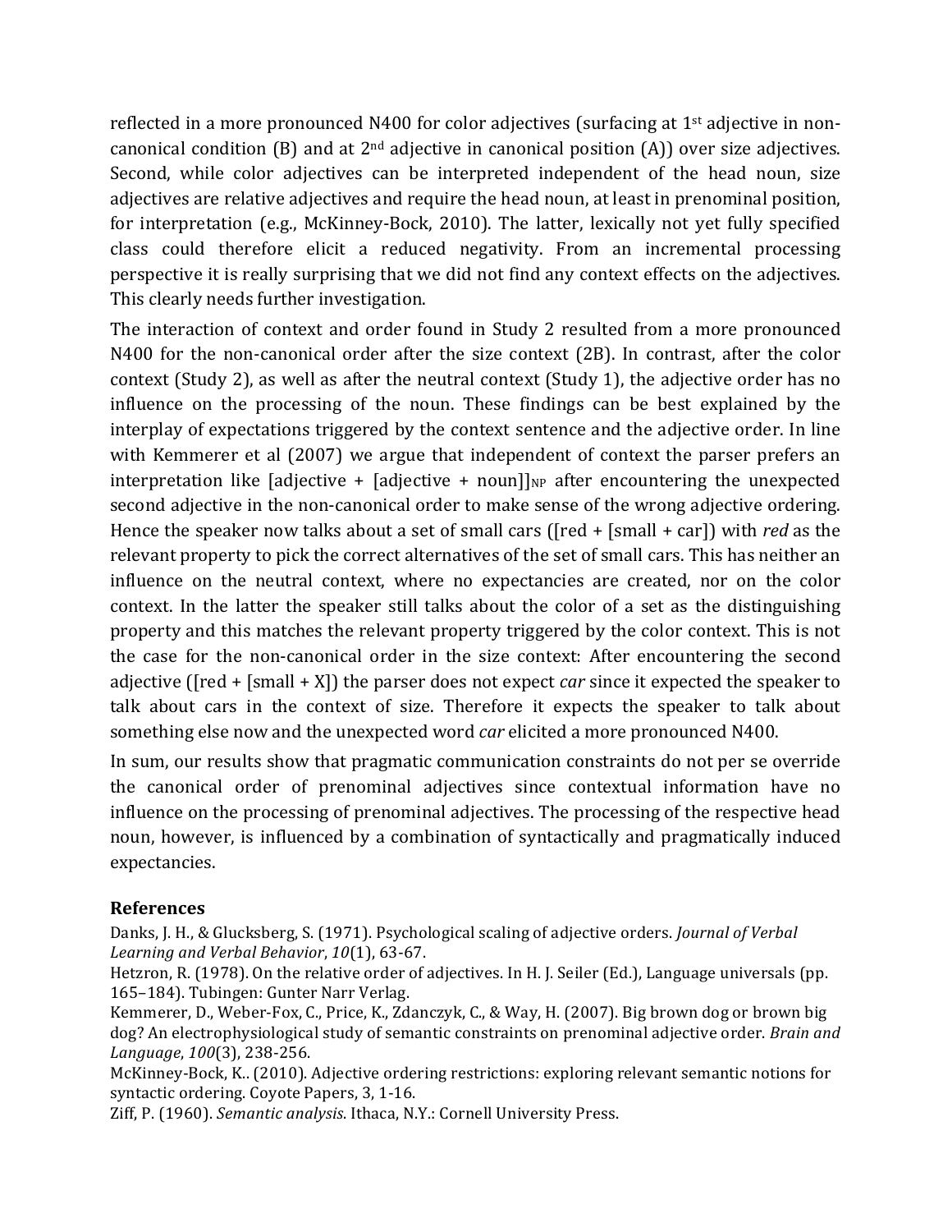reflected in a more pronounced N400 for color adjectives (surfacing at 1st adjective in non-canonical condition (B) and at 2nd adjective in canonical position (A)) over size adjectives. Second, while color adjectives can be interpreted independent of the head noun, size adjectives are relative adjectives and require the head noun, at least in prenominal position, for interpretation (e.g., McKinney-Bock, 2010). The latter, lexically not yet fully specified class could therefore elicit a reduced negativity. From an incremental processing perspective it is really surprising that we did not find any context effects on the adjectives. This clearly needs further investigation.

The interaction of context and order found in Study 2 resulted from a more pronounced N400 for the non-canonical order after the size context (2B). In contrast, after the color context (Study 2), as well as after the neutral context (Study 1), the adjective order has no influence on the processing of the noun. These findings can be best explained by the interplay of expectations triggered by the context sentence and the adjective order. In line with Kemmerer et al (2007) we argue that independent of context the parser prefers an interpretation like [adjective + [adjective + noun]]$_{NP}$ after encountering the unexpected second adjective in the non-canonical order to make sense of the wrong adjective ordering. Hence the speaker now talks about a set of small cars ([red + [small + car]) with *red* as the relevant property to pick the correct alternatives of the set of small cars. This has neither an influence on the neutral context, where no expectancies are created, nor on the color context. In the latter the speaker still talks about the color of a set as the distinguishing property and this matches the relevant property triggered by the color context. This is not the case for the non-canonical order in the size context: After encountering the second adjective ([red + [small + X]) the parser does not expect *car* since it expected the speaker to talk about cars in the context of size. Therefore it expects the speaker to talk about something else now and the unexpected word *car* elicited a more pronounced N400.

In sum, our results show that pragmatic communication constraints do not per se override the canonical order of prenominal adjectives since contextual information have no influence on the processing of prenominal adjectives. The processing of the respective head noun, however, is influenced by a combination of syntactically and pragmatically induced expectancies.

## References

Danks, J. H., & Glucksberg, S. (1971). Psychological scaling of adjective orders. *Journal of Verbal Learning and Verbal Behavior*, *10*(1), 63-67.

Hetzron, R. (1978). On the relative order of adjectives. In H. J. Seiler (Ed.), Language universals (pp. 165–184). Tubingen: Gunter Narr Verlag.

Kemmerer, D., Weber-Fox, C., Price, K., Zdanczyk, C., & Way, H. (2007). Big brown dog or brown big dog? An electrophysiological study of semantic constraints on prenominal adjective order. *Brain and Language*, *100*(3), 238-256.

McKinney-Bock, K.. (2010). Adjective ordering restrictions: exploring relevant semantic notions for syntactic ordering. Coyote Papers, 3, 1-16.

Ziff, P. (1960). *Semantic analysis*. Ithaca, N.Y.: Cornell University Press.